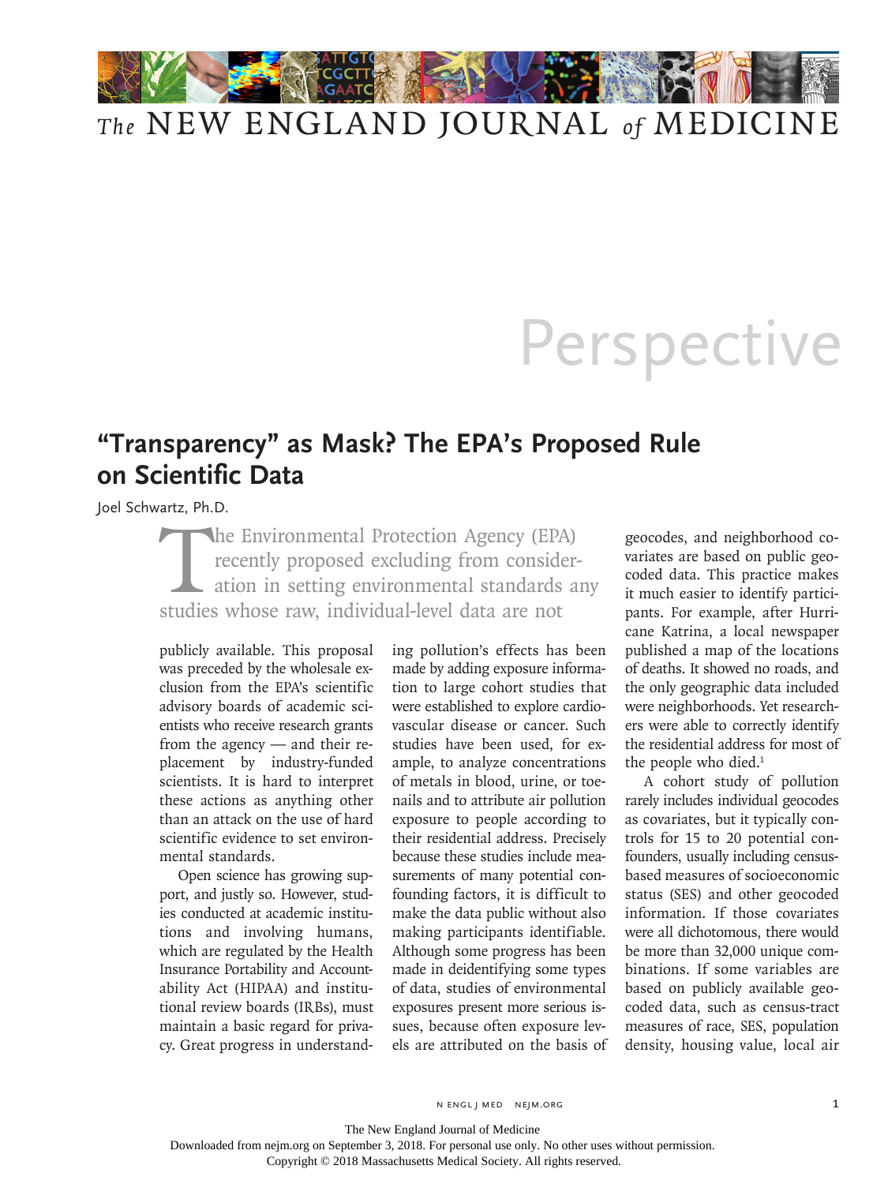# The NEW ENGLAND JOURNAL of MEDICINE

## Perspective

# "Transparency" as Mask? The EPA's Proposed Rule on Scientific Data

Joel Schwartz, Ph.D.

The Environmental Protection Agency (EPA) recently proposed excluding from consideration in setting environmental standards any studies whose raw, individual-level data are not publicly available. This proposal was preceded by the wholesale exclusion from the EPA's scientific advisory boards of academic scientists who receive research grants from the agency — and their replacement by industry-funded scientists. It is hard to interpret these actions as anything other than an attack on the use of hard scientific evidence to set environmental standards.

Open science has growing support, and justly so. However, studies conducted at academic institutions and involving humans, which are regulated by the Health Insurance Portability and Accountability Act (HIPAA) and institutional review boards (IRBs), must maintain a basic regard for privacy. Great progress in understanding pollution's effects has been made by adding exposure information to large cohort studies that were established to explore cardiovascular disease or cancer. Such studies have been used, for example, to analyze concentrations of metals in blood, urine, or toenails and to attribute air pollution exposure to people according to their residential address. Precisely because these studies include measurements of many potential confounding factors, it is difficult to make the data public without also making participants identifiable. Although some progress has been made in deidentifying some types of data, studies of environmental exposures present more serious issues, because often exposure levels are attributed on the basis of geocodes, and neighborhood covariates are based on public geocoded data. This practice makes it much easier to identify participants. For example, after Hurricane Katrina, a local newspaper published a map of the locations of deaths. It showed no roads, and the only geographic data included were neighborhoods. Yet researchers were able to correctly identify the residential address for most of the people who died.[1]

A cohort study of pollution rarely includes individual geocodes as covariates, but it typically controls for 15 to 20 potential confounders, usually including census-based measures of socioeconomic status (SES) and other geocoded information. If those covariates were all dichotomous, there would be more than 32,000 unique combinations. If some variables are based on publicly available geocoded data, such as census-tract measures of race, SES, population density, housing value, local air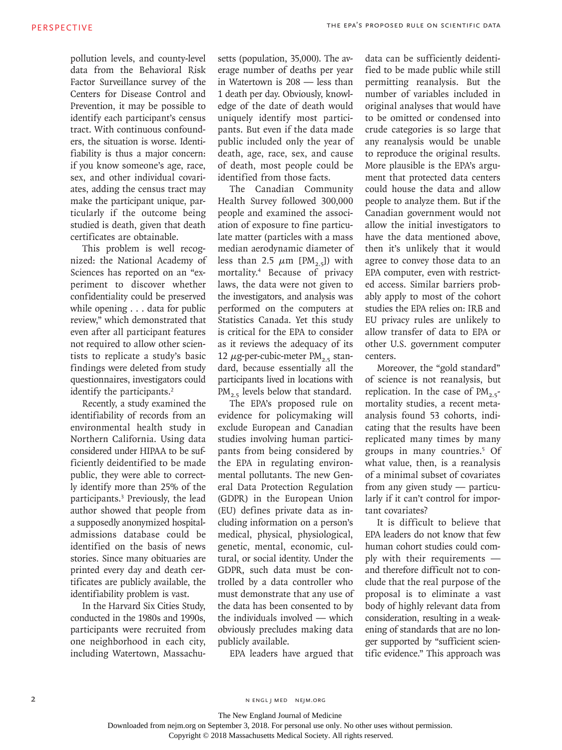pollution levels, and county-level data from the Behavioral Risk Factor Surveillance survey of the Centers for Disease Control and Prevention, it may be possible to identify each participant's census tract. With continuous confounders, the situation is worse. Identifiability is thus a major concern: if you know someone's age, race, sex, and other individual covariates, adding the census tract may make the participant unique, particularly if the outcome being studied is death, given that death certificates are obtainable.

This problem is well recognized: the National Academy of Sciences has reported on an "experiment to discover whether confidentiality could be preserved while opening . . . data for public review," which demonstrated that even after all participant features not required to allow other scientists to replicate a study's basic findings were deleted from study questionnaires, investigators could identify the participants.[2]

Recently, a study examined the identifiability of records from an environmental health study in Northern California. Using data considered under HIPAA to be sufficiently deidentified to be made public, they were able to correctly identify more than 25% of the participants.[3] Previously, the lead author showed that people from a supposedly anonymized hospital-admissions database could be identified on the basis of news stories. Since many obituaries are printed every day and death certificates are publicly available, the identifiability problem is vast.

In the Harvard Six Cities Study, conducted in the 1980s and 1990s, participants were recruited from one neighborhood in each city, including Watertown, Massachusetts (population, 35,000). The average number of deaths per year in Watertown is 208 — less than 1 death per day. Obviously, knowledge of the date of death would uniquely identify most participants. But even if the data made public included only the year of death, age, race, sex, and cause of death, most people could be identified from those facts.

The Canadian Community Health Survey followed 300,000 people and examined the association of exposure to fine particulate matter (particles with a mass median aerodynamic diameter of less than 2.5 $\mu$m [$PM_{2.5}$]) with mortality.[4] Because of privacy laws, the data were not given to the investigators, and analysis was performed on the computers at Statistics Canada. Yet this study is critical for the EPA to consider as it reviews the adequacy of its 12 $\mu$g-per-cubic-meter $PM_{2.5}$ standard, because essentially all the participants lived in locations with $PM_{2.5}$ levels below that standard.

The EPA's proposed rule on evidence for policymaking will exclude European and Canadian studies involving human participants from being considered by the EPA in regulating environmental pollutants. The new General Data Protection Regulation (GDPR) in the European Union (EU) defines private data as including information on a person's medical, physical, physiological, genetic, mental, economic, cultural, or social identity. Under the GDPR, such data must be controlled by a data controller who must demonstrate that any use of the data has been consented to by the individuals involved — which obviously precludes making data publicly available.

EPA leaders have argued that data can be sufficiently deidentified to be made public while still permitting reanalysis. But the number of variables included in original analyses that would have to be omitted or condensed into crude categories is so large that any reanalysis would be unable to reproduce the original results. More plausible is the EPA's argument that protected data centers could house the data and allow people to analyze them. But if the Canadian government would not allow the initial investigators to have the data mentioned above, then it's unlikely that it would agree to convey those data to an EPA computer, even with restricted access. Similar barriers probably apply to most of the cohort studies the EPA relies on: IRB and EU privacy rules are unlikely to allow transfer of data to EPA or other U.S. government computer centers.

Moreover, the "gold standard" of science is not reanalysis, but replication. In the case of $PM_{2.5}$-mortality studies, a recent meta-analysis found 53 cohorts, indicating that the results have been replicated many times by many groups in many countries.[5] Of what value, then, is a reanalysis of a minimal subset of covariates from any given study — particularly if it can't control for important covariates?

It is difficult to believe that EPA leaders do not know that few human cohort studies could comply with their requirements — and therefore difficult not to conclude that the real purpose of the proposal is to eliminate a vast body of highly relevant data from consideration, resulting in a weakening of standards that are no longer supported by "sufficient scientific evidence." This approach was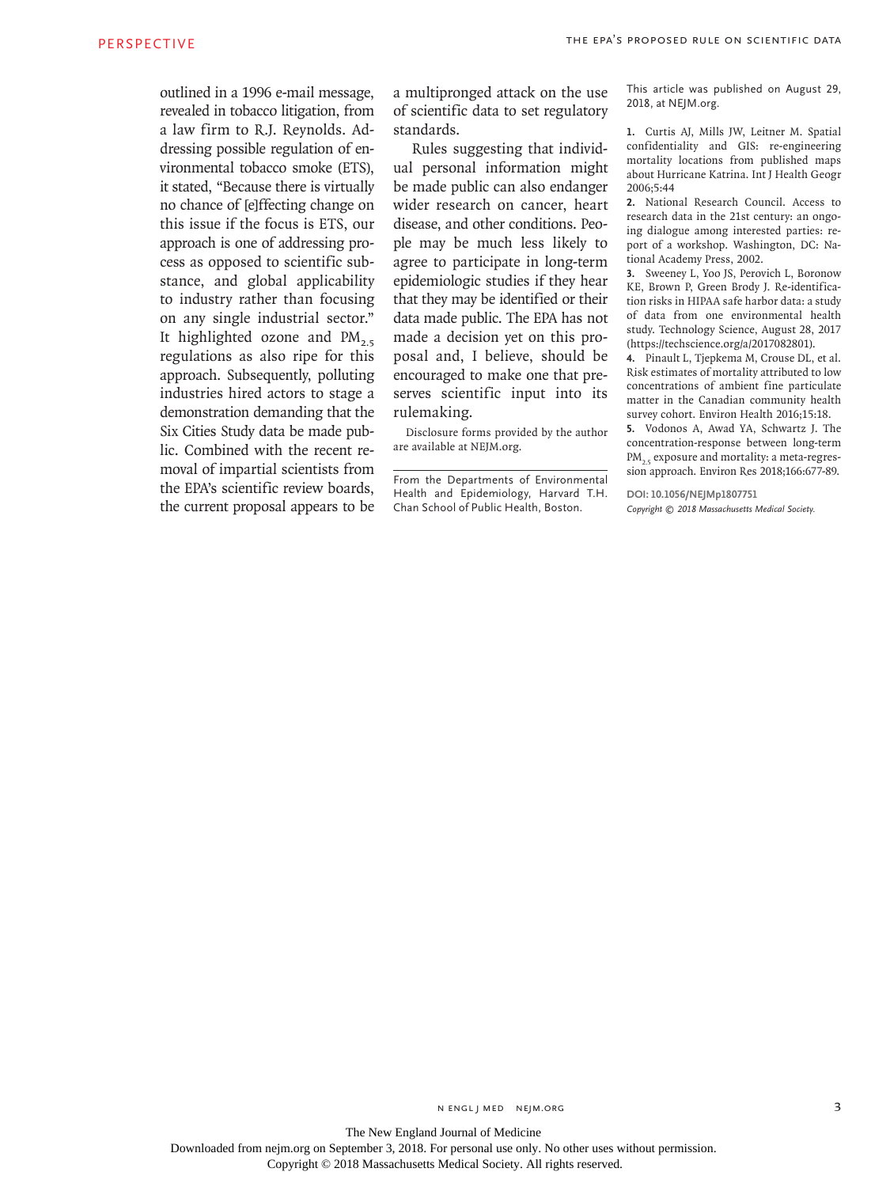outlined in a 1996 e-mail message, revealed in tobacco litigation, from a law firm to R.J. Reynolds. Addressing possible regulation of environmental tobacco smoke (ETS), it stated, "Because there is virtually no chance of [e]ffecting change on this issue if the focus is ETS, our approach is one of addressing process as opposed to scientific substance, and global applicability to industry rather than focusing on any single industrial sector." It highlighted ozone and $PM_{2.5}$ regulations as also ripe for this approach. Subsequently, polluting industries hired actors to stage a demonstration demanding that the Six Cities Study data be made public. Combined with the recent removal of impartial scientists from the EPA's scientific review boards, the current proposal appears to be a multipronged attack on the use of scientific data to set regulatory standards.

Rules suggesting that individual personal information might be made public can also endanger wider research on cancer, heart disease, and other conditions. People may be much less likely to agree to participate in long-term epidemiologic studies if they hear that they may be identified or their data made public. The EPA has not made a decision yet on this proposal and, I believe, should be encouraged to make one that preserves scientific input into its rulemaking.

Disclosure forms provided by the author are available at NEJM.org.

From the Departments of Environmental Health and Epidemiology, Harvard T.H. Chan School of Public Health, Boston.

This article was published on August 29, 2018, at NEJM.org.

1. Curtis AJ, Mills JW, Leitner M. Spatial confidentiality and GIS: re-engineering mortality locations from published maps about Hurricane Katrina. Int J Health Geogr 2006;5:44
2. National Research Council. Access to research data in the 21st century: an ongoing dialogue among interested parties: report of a workshop. Washington, DC: National Academy Press, 2002.
3. Sweeney L, Yoo JS, Perovich L, Boronow KE, Brown P, Green Brody J. Re-identification risks in HIPAA safe harbor data: a study of data from one environmental health study. Technology Science, August 28, 2017 (https://techscience.org/a/2017082801).
4. Pinault L, Tjepkema M, Crouse DL, et al. Risk estimates of mortality attributed to low concentrations of ambient fine particulate matter in the Canadian community health survey cohort. Environ Health 2016;15:18.
5. Vodonos A, Awad YA, Schwartz J. The concentration-response between long-term $PM_{2.5}$ exposure and mortality: a meta-regression approach. Environ Res 2018;166:677-89.

**DOI: 10.1056/NEJMp1807751**

*Copyright © 2018 Massachusetts Medical Society.*